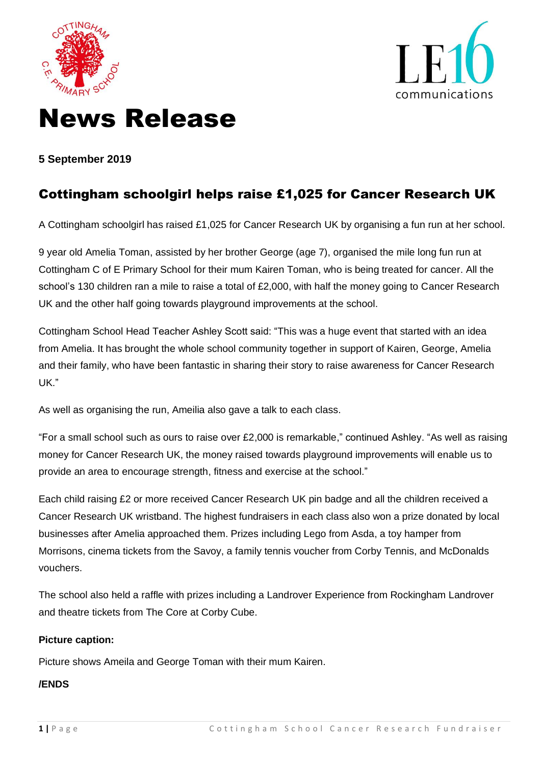# News Release

**5 September 2019**

## Cottingham schoolgirl helps raise £1,025 for Cancer Research UK

A Cottingham schoolgirl has raised £1,025 for Cancer Research UK by organising a fun run at her school.

9 year old Amelia Toman, assisted by her brother George (age 7), organised the mile long fun run at Cottingham C of E Primary School for their mum Kairen Toman, who is being treated for cancer. All the school's 130 children ran a mile to raise a total of £2,000, with half the money going to Cancer Research UK and the other half going towards playground improvements at the school.

Cottingham School Head Teacher Ashley Scott said: "This was a huge event that started with an idea from Amelia. It has brought the whole school community together in support of Kairen, George, Amelia and their family, who have been fantastic in sharing their story to raise awareness for Cancer Research UK."

As well as organising the run, Ameilia also gave a talk to each class.

"For a small school such as ours to raise over £2,000 is remarkable," continued Ashley. "As well as raising money for Cancer Research UK, the money raised towards playground improvements will enable us to provide an area to encourage strength, fitness and exercise at the school."

Each child raising £2 or more received Cancer Research UK pin badge and all the children received a Cancer Research UK wristband. The highest fundraisers in each class also won a prize donated by local businesses after Amelia approached them. Prizes including Lego from Asda, a toy hamper from Morrisons, cinema tickets from the Savoy, a family tennis voucher from Corby Tennis, and McDonalds vouchers.

The school also held a raffle with prizes including a Landrover Experience from Rockingham Landrover and theatre tickets from The Core at Corby Cube.

**Picture caption:**

Picture shows Ameila and George Toman with their mum Kairen.

**/ENDS**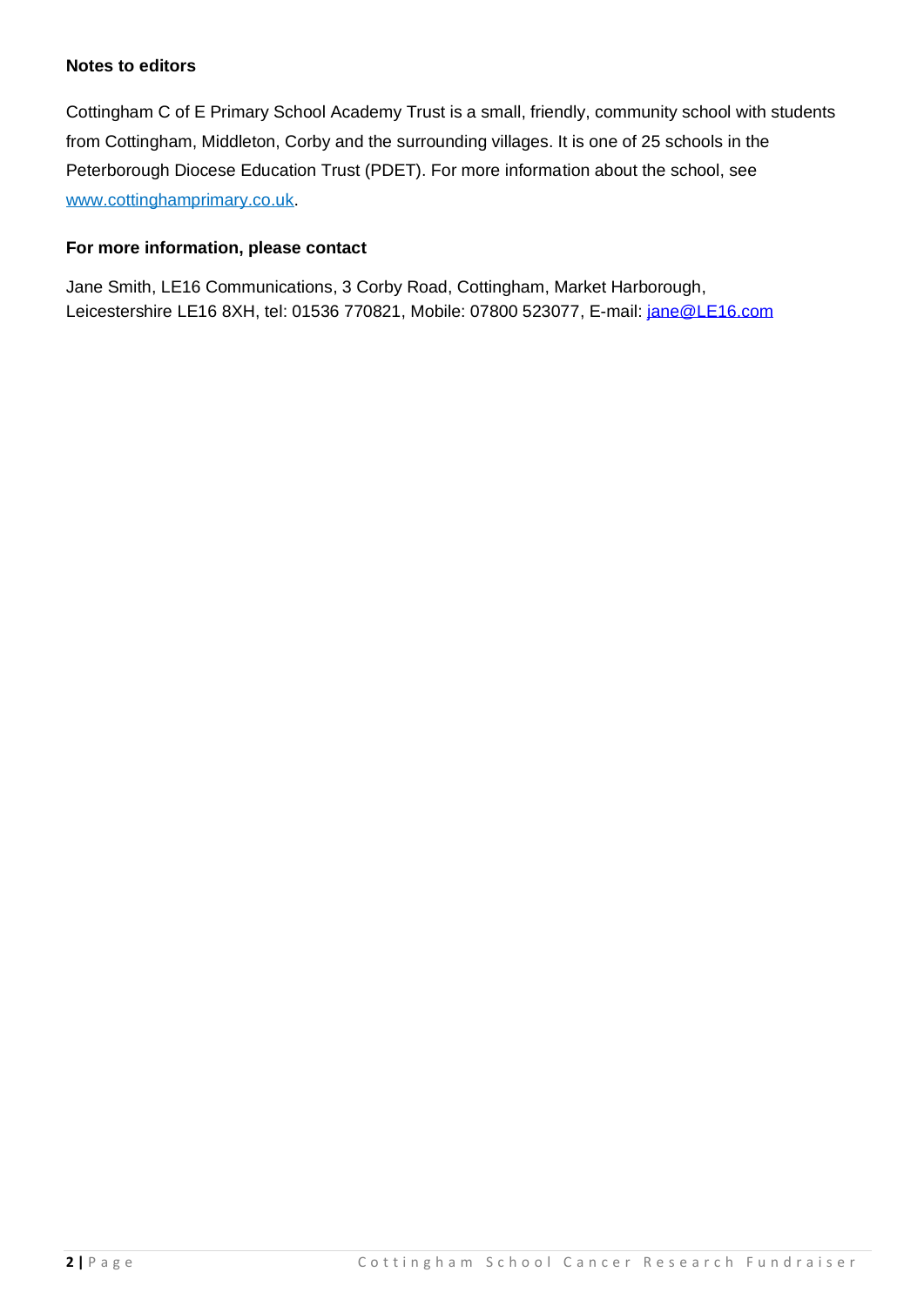**Notes to editors**

Cottingham C of E Primary School Academy Trust is a small, friendly, community school with students from Cottingham, Middleton, Corby and the surrounding villages. It is one of 25 schools in the Peterborough Diocese Education Trust (PDET). For more information about the school, see www.cottinghamprimary.co.uk.

**For more information, please contact**

Jane Smith, LE16 Communications, 3 Corby Road, Cottingham, Market Harborough, Leicestershire LE16 8XH, tel: 01536 770821, Mobile: 07800 523077, E-mail: jane@LE16.com